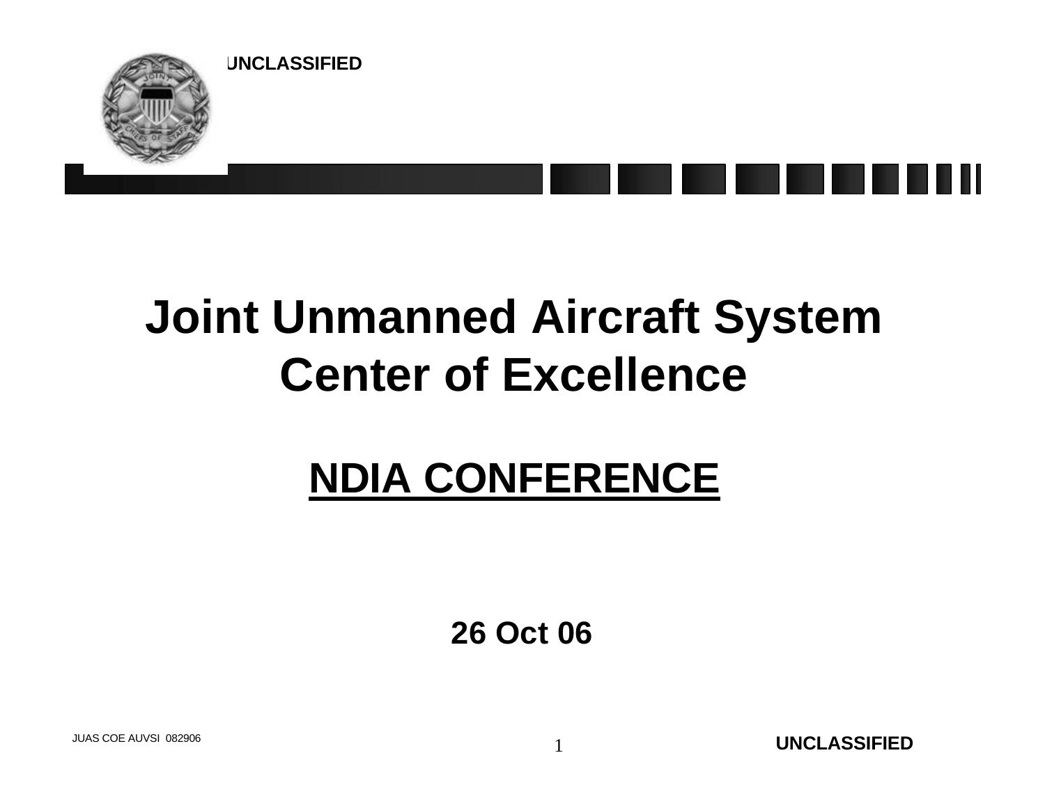UNCLASSIFIED

# Joint Unmanned Aircraft System Center of Excellence

## NDIA CONFERENCE

**26 Oct 06**

JUAS COE AUVSI 082906

UNCLASSIFIED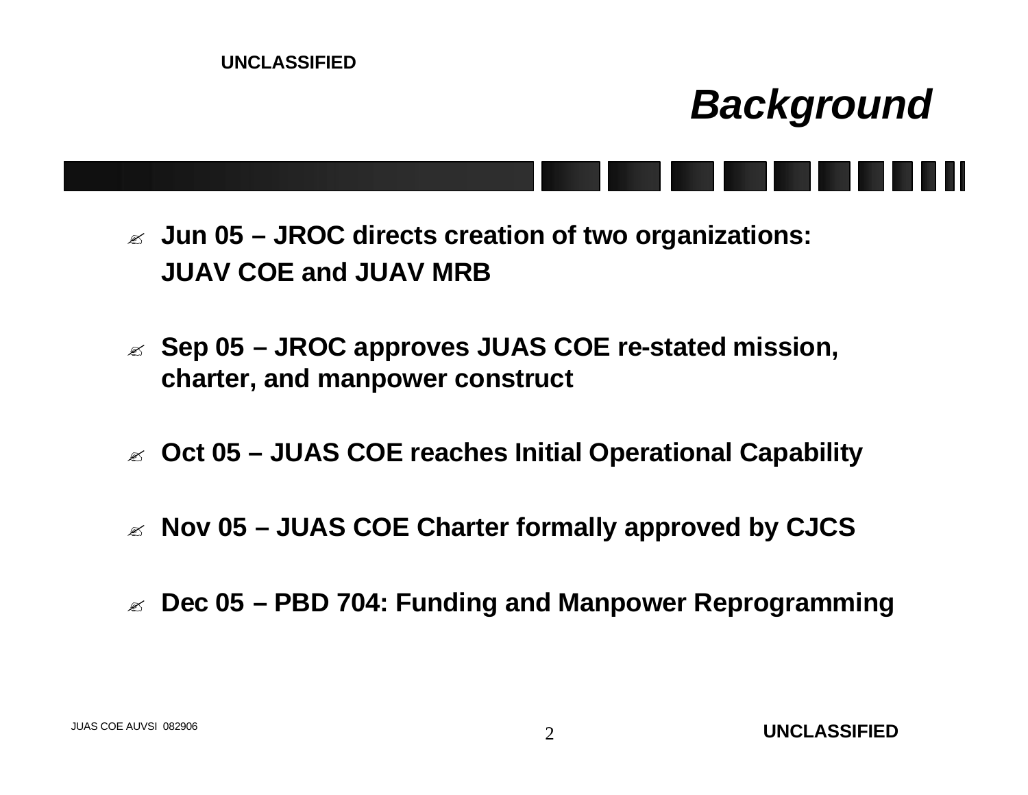# Background

- **Jun 05 – JROC directs creation of two organizations: JUAV COE and JUAV MRB**
- **Sep 05 – JROC approves JUAS COE re-stated mission, charter, and manpower construct**
- **Oct 05 – JUAS COE reaches Initial Operational Capability**
- **Nov 05 – JUAS COE Charter formally approved by CJCS**
- **Dec 05 – PBD 704: Funding and Manpower Reprogramming**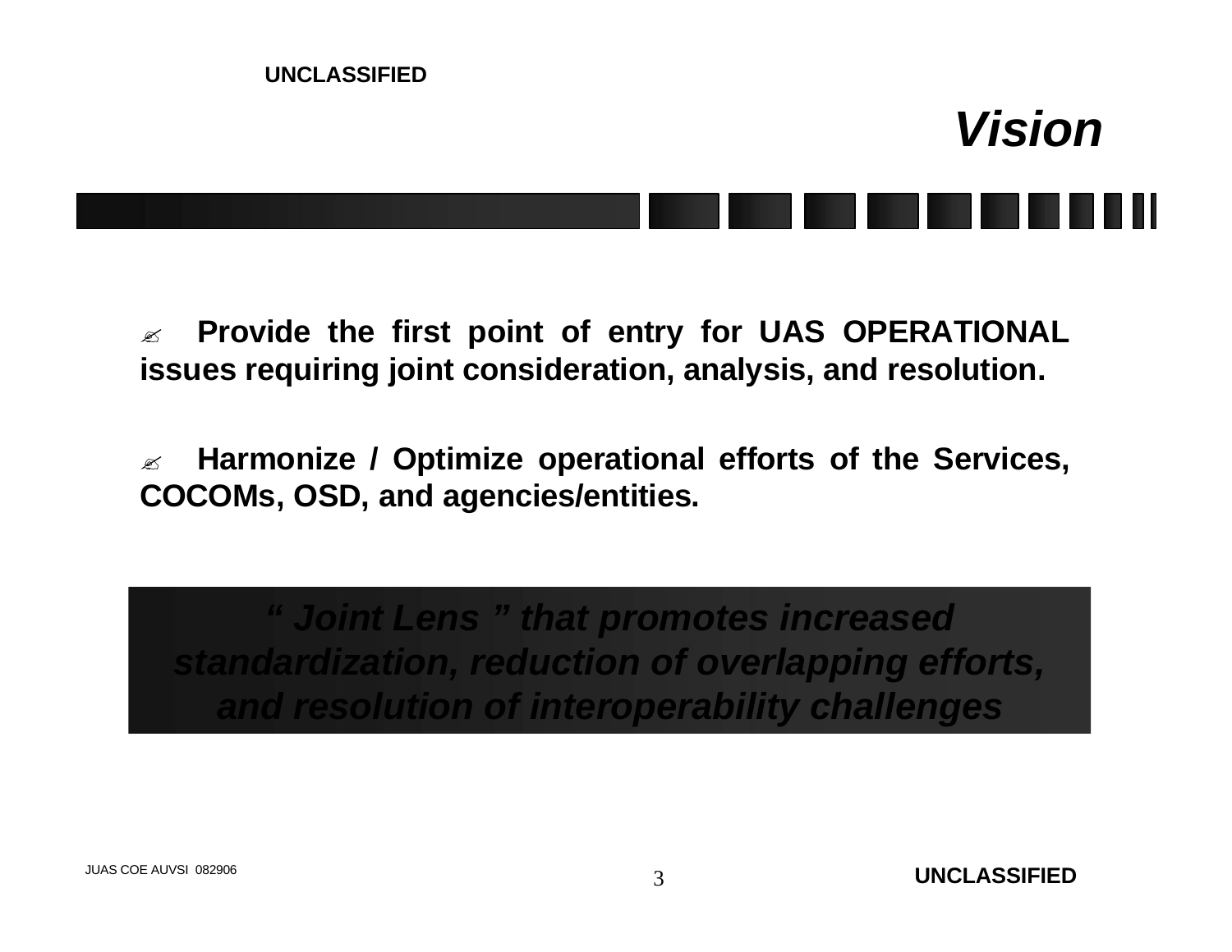# Vision

- **Provide the first point of entry for UAS OPERATIONAL issues requiring joint consideration, analysis, and resolution.**

- **Harmonize / Optimize operational efforts of the Services, COCOMs, OSD, and agencies/entities.**

***" Joint Lens " that promotes increased standardization, reduction of overlapping efforts, and resolution of interoperability challenges***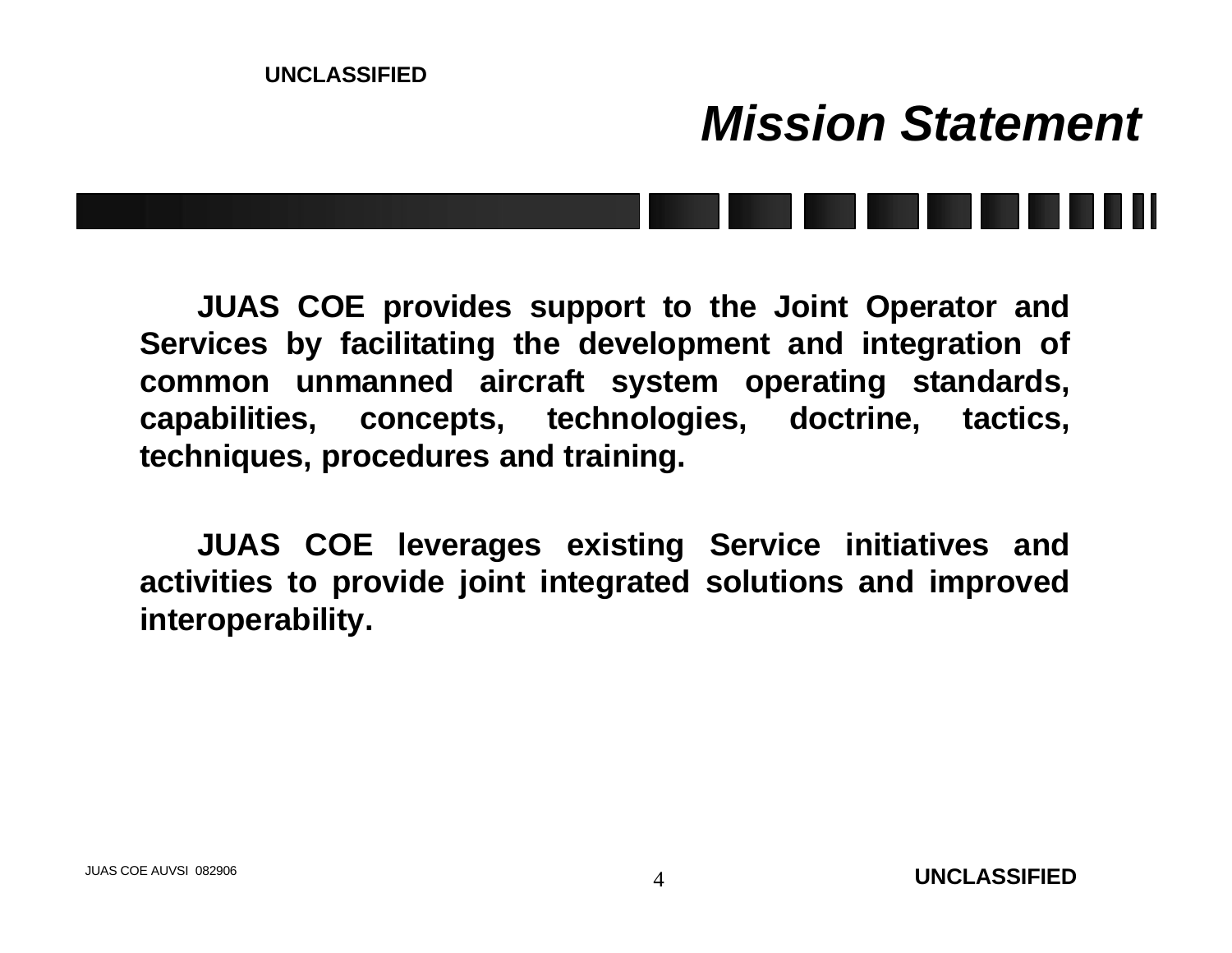# *Mission Statement*

**JUAS COE provides support to the Joint Operator and Services by facilitating the development and integration of common unmanned aircraft system operating standards, capabilities, concepts, technologies, doctrine, tactics, techniques, procedures and training.**

**JUAS COE leverages existing Service initiatives and activities to provide joint integrated solutions and improved interoperability.**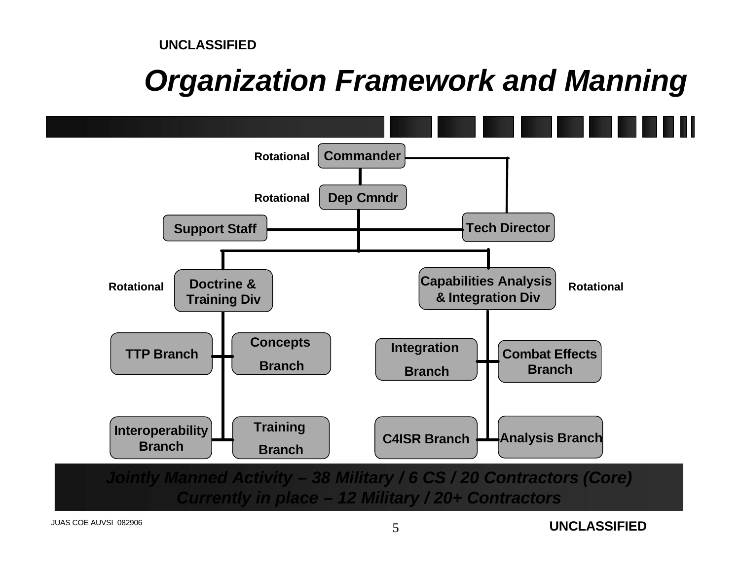# *Organization Framework and Manning*

- Commander (Rotational)
  - Dep Cmndr (Rotational)
  - Support Staff
  - Tech Director
  - Doctrine & Training Div (Rotational)
    - TTP Branch
    - Concepts Branch
    - Interoperability Branch
    - Training Branch
  - Capabilities Analysis & Integration Div (Rotational)
    - Integration Branch
    - Combat Effects Branch
    - C4ISR Branch
    - Analysis Branch

***Jointly Manned Activity – 38 Military / 6 CS / 20 Contractors (Core)***
***Currently in place – 12 Military / 20+ Contractors***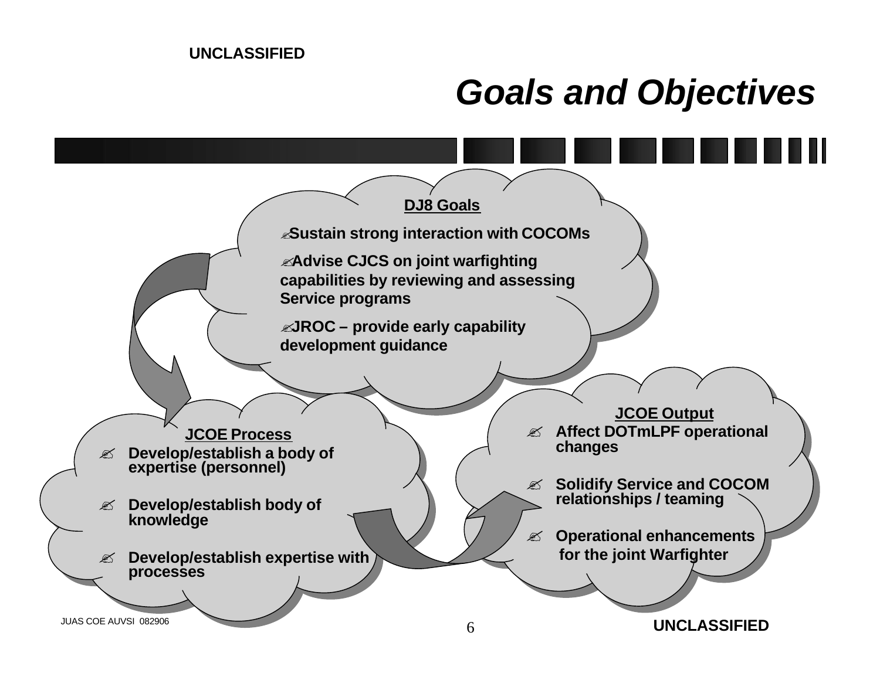UNCLASSIFIED

# Goals and Objectives

### DJ8 Goals

- Sustain strong interaction with COCOMs
- Advise CJCS on joint warfighting capabilities by reviewing and assessing Service programs
- JROC – provide early capability development guidance

### JCOE Process

- Develop/establish a body of expertise (personnel)
- Develop/establish body of knowledge
- Develop/establish expertise with processes

### JCOE Output

- Affect DOTmLPF operational changes
- Solidify Service and COCOM relationships / teaming
- Operational enhancements for the joint Warfighter

JUAS COE AUVSI 082906

UNCLASSIFIED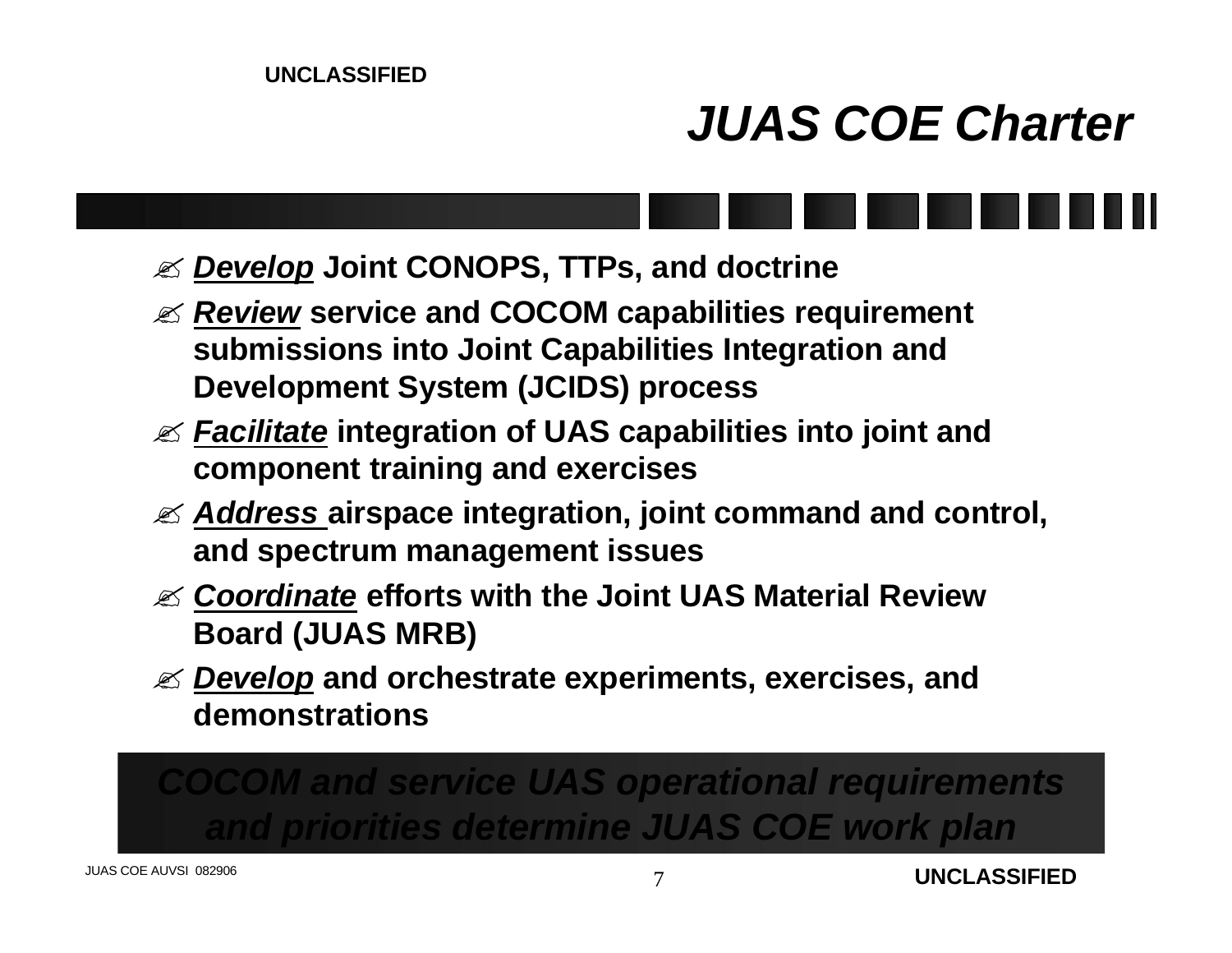# JUAS COE Charter

- ***Develop*** **Joint CONOPS, TTPs, and doctrine**
- ***Review*** **service and COCOM capabilities requirement submissions into Joint Capabilities Integration and Development System (JCIDS) process**
- ***Facilitate*** **integration of UAS capabilities into joint and component training and exercises**
- ***Address*** **airspace integration, joint command and control, and spectrum management issues**
- ***Coordinate*** **efforts with the Joint UAS Material Review Board (JUAS MRB)**
- ***Develop*** **and orchestrate experiments, exercises, and demonstrations**

***COCOM and service UAS operational requirements and priorities determine JUAS COE work plan***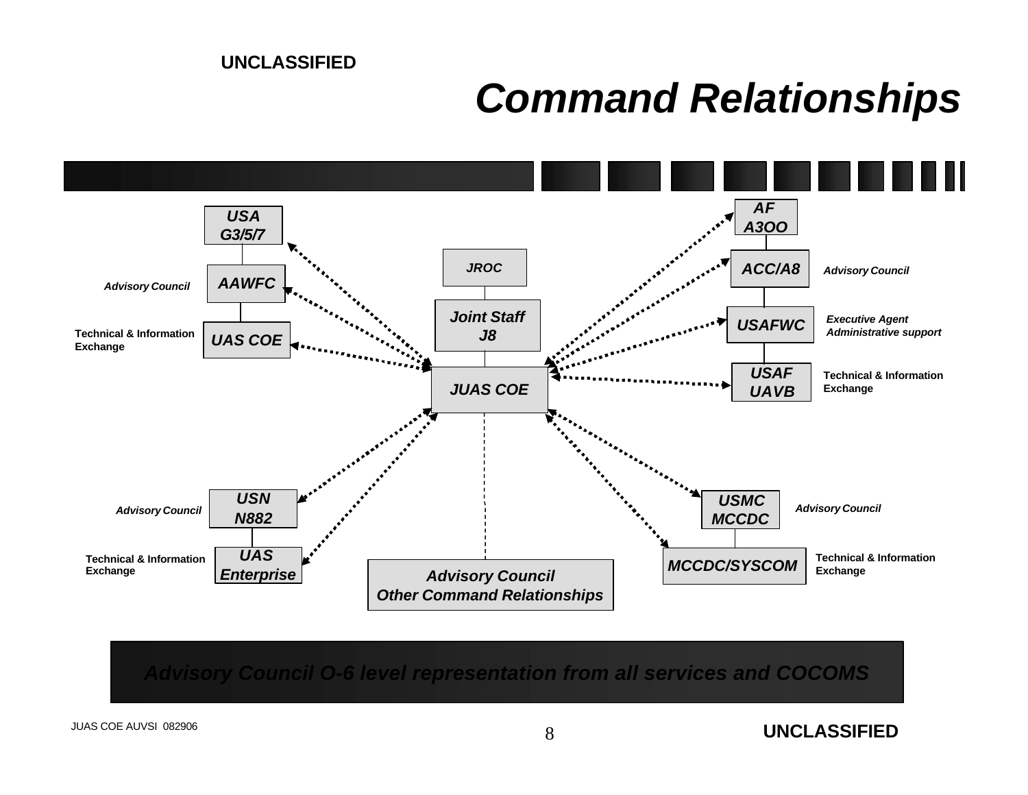UNCLASSIFIED

# *Command Relationships*

**USA G3/5/7**

*Advisory Council* — **AAWFC**

Technical & Information Exchange — **UAS COE**

**JROC**

**Joint Staff J8**

**JUAS COE**

**AF A3OO**

**ACC/A8** — *Advisory Council*

**USAFWC** — *Executive Agent Administrative support*

**USAF UAVB** — Technical & Information Exchange

*Advisory Council* — **USN N882**

Technical & Information Exchange — **UAS Enterprise**

**USMC MCCDC** — *Advisory Council*

**MCCDC/SYSCOM** — Technical & Information Exchange

**Advisory Council Other Command Relationships**

***Advisory Council O-6 level representation from all services and COCOMS***

JUAS COE AUVSI 082906

UNCLASSIFIED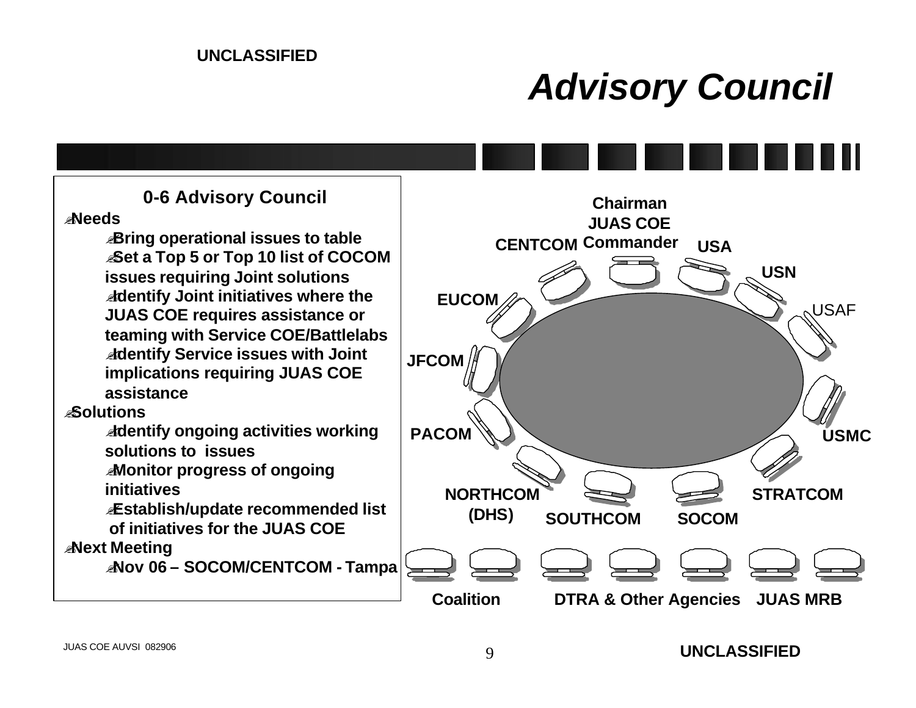# Advisory Council

## 0-6 Advisory Council

- Needs
  - Bring operational issues to table
  - Set a Top 5 or Top 10 list of COCOM issues requiring Joint solutions
  - Identify Joint initiatives where the JUAS COE requires assistance or teaming with Service COE/Battlelabs
  - Identify Service issues with Joint implications requiring JUAS COE assistance
- Solutions
  - Identify ongoing activities working solutions to issues
  - Monitor progress of ongoing initiatives
  - Establish/update recommended list of initiatives for the JUAS COE
- Next Meeting
  - Nov 06 – SOCOM/CENTCOM - Tampa

Chairman JUAS COE Commander

CENTCOM, USA, USN, USAF, EUCOM, JFCOM, PACOM, USMC, NORTHCOM (DHS), SOUTHCOM, SOCOM, STRATCOM

Coalition, DTRA & Other Agencies, JUAS MRB

JUAS COE AUVSI 082906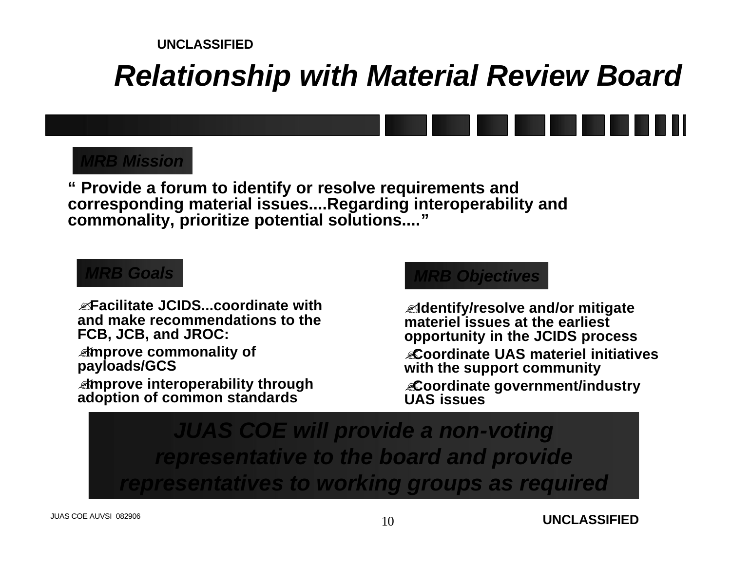# Relationship with Material Review Board

### MRB Mission

**“ Provide a forum to identify or resolve requirements and corresponding material issues....Regarding interoperability and commonality, prioritize potential solutions....”**

### MRB Goals

- **Facilitate JCIDS...coordinate with and make recommendations to the FCB, JCB, and JROC:**
- **Improve commonality of payloads/GCS**
- **Improve interoperability through adoption of common standards**

### MRB Objectives

- **Identify/resolve and/or mitigate materiel issues at the earliest opportunity in the JCIDS process**
- **Coordinate UAS materiel initiatives with the support community**
- **Coordinate government/industry UAS issues**

***JUAS COE will provide a non-voting representative to the board and provide representatives to working groups as required***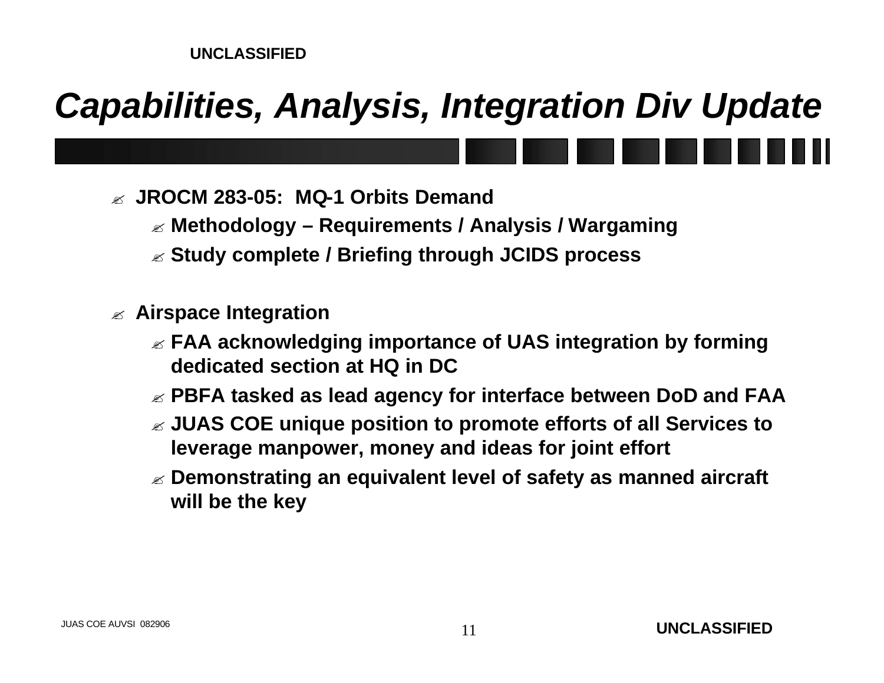# *Capabilities, Analysis, Integration Div Update*

- **JROCM 283-05: MQ-1 Orbits Demand**
  - **Methodology – Requirements / Analysis / Wargaming**
  - **Study complete / Briefing through JCIDS process**

- **Airspace Integration**
  - **FAA acknowledging importance of UAS integration by forming dedicated section at HQ in DC**
  - **PBFA tasked as lead agency for interface between DoD and FAA**
  - **JUAS COE unique position to promote efforts of all Services to leverage manpower, money and ideas for joint effort**
  - **Demonstrating an equivalent level of safety as manned aircraft will be the key**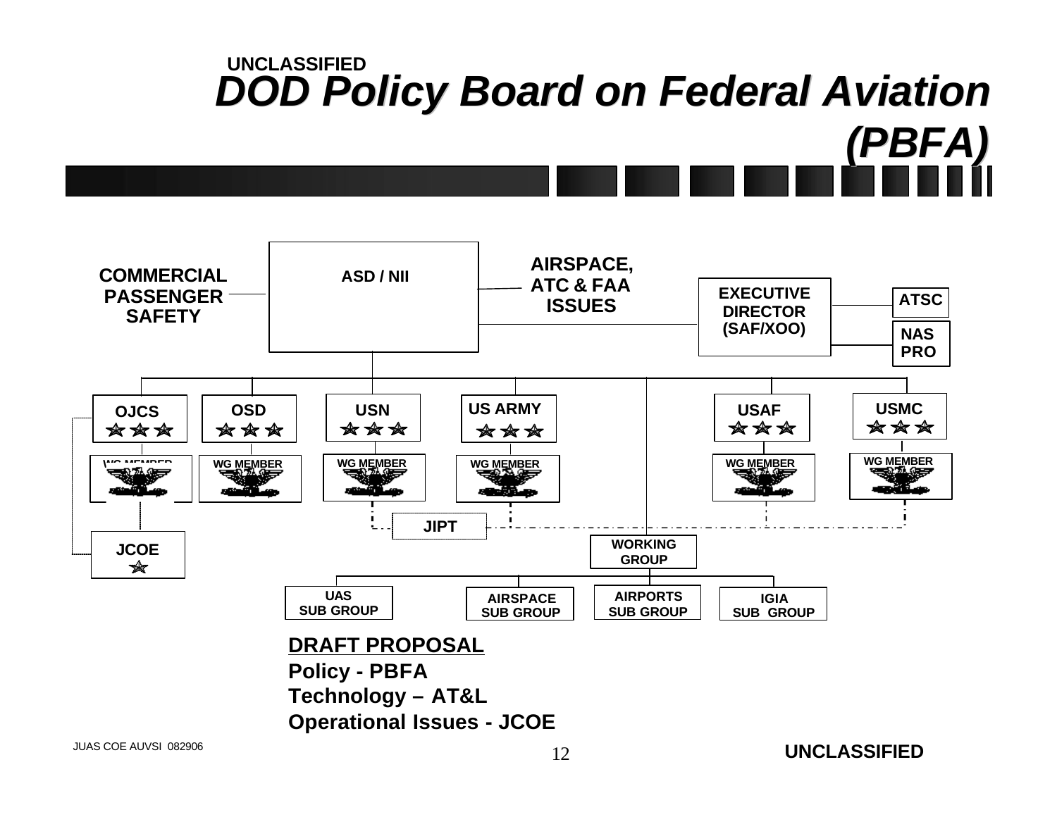UNCLASSIFIED

# DOD Policy Board on Federal Aviation (PBFA)

ASD / NII

COMMERCIAL PASSENGER SAFETY

AIRSPACE, ATC & FAA ISSUES

EXECUTIVE DIRECTOR (SAF/XOO)

ATSC

NAS PRO

OJCS | OSD | USN | US ARMY | USAF | USMC

WG MEMBER | WG MEMBER | WG MEMBER | WG MEMBER | WG MEMBER | WG MEMBER

JIPT

JCOE

WORKING GROUP

UAS SUB GROUP | AIRSPACE SUB GROUP | AIRPORTS SUB GROUP | IGIA SUB GROUP

**DRAFT PROPOSAL**

**Policy - PBFA**

**Technology – AT&L**

**Operational Issues - JCOE**

JUAS COE AUVSI 082906

UNCLASSIFIED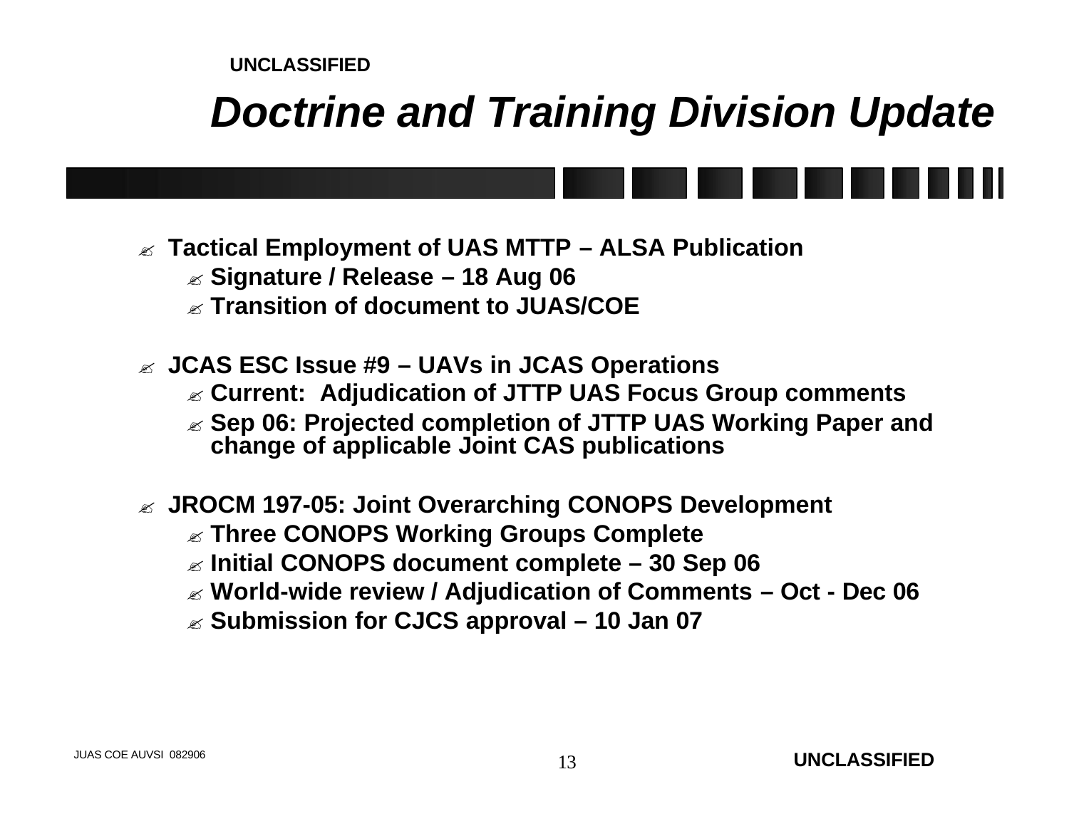# *Doctrine and Training Division Update*

- **Tactical Employment of UAS MTTP – ALSA Publication**
  - **Signature / Release – 18 Aug 06**
  - **Transition of document to JUAS/COE**
- **JCAS ESC Issue #9 – UAVs in JCAS Operations**
  - **Current: Adjudication of JTTP UAS Focus Group comments**
  - **Sep 06: Projected completion of JTTP UAS Working Paper and change of applicable Joint CAS publications**
- **JROCM 197-05: Joint Overarching CONOPS Development**
  - **Three CONOPS Working Groups Complete**
  - **Initial CONOPS document complete – 30 Sep 06**
  - **World-wide review / Adjudication of Comments – Oct - Dec 06**
  - **Submission for CJCS approval – 10 Jan 07**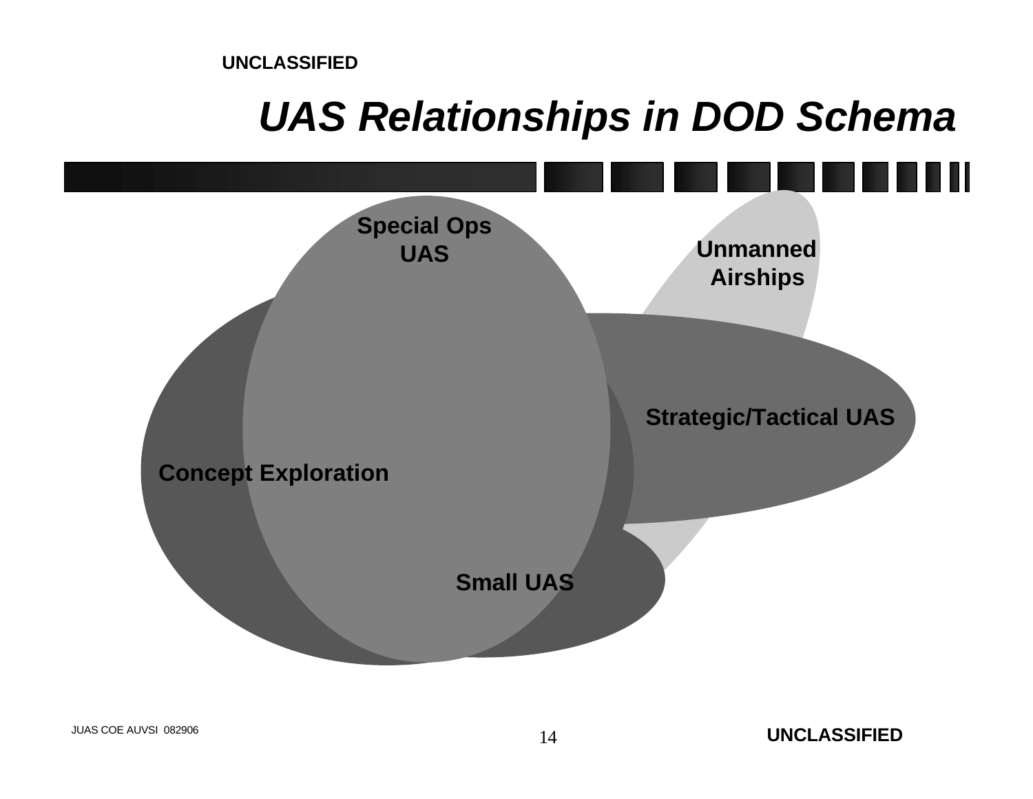# *UAS Relationships in DOD Schema*

Special Ops UAS

Unmanned Airships

Strategic/Tactical UAS

Concept Exploration

Small UAS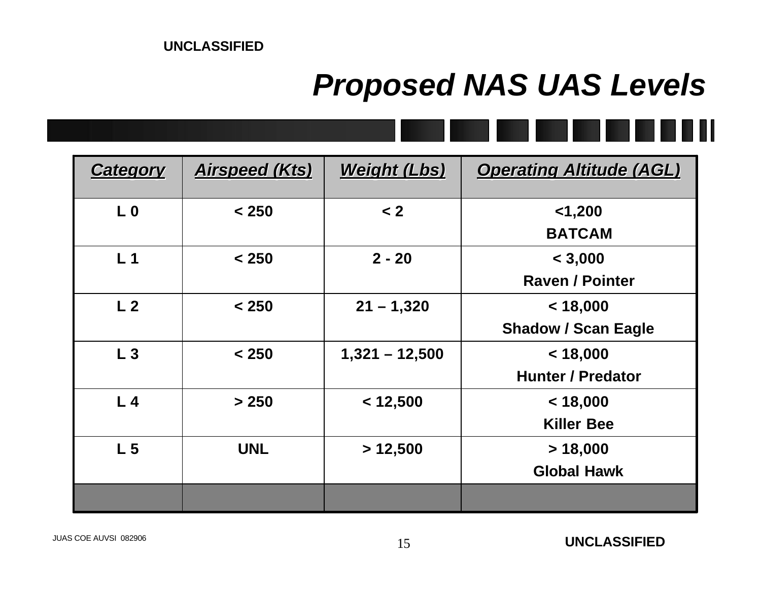# Proposed NAS UAS Levels

| Category | Airspeed (Kts) | Weight (Lbs) | Operating Altitude (AGL) |
|---|---|---|---|
| L 0 | < 250 | < 2 | <1,200<br>BATCAM |
| L 1 | < 250 | 2 - 20 | < 3,000<br>Raven / Pointer |
| L 2 | < 250 | 21 – 1,320 | < 18,000<br>Shadow / Scan Eagle |
| L 3 | < 250 | 1,321 – 12,500 | < 18,000<br>Hunter / Predator |
| L 4 | > 250 | < 12,500 | < 18,000<br>Killer Bee |
| L 5 | UNL | > 12,500 | > 18,000<br>Global Hawk |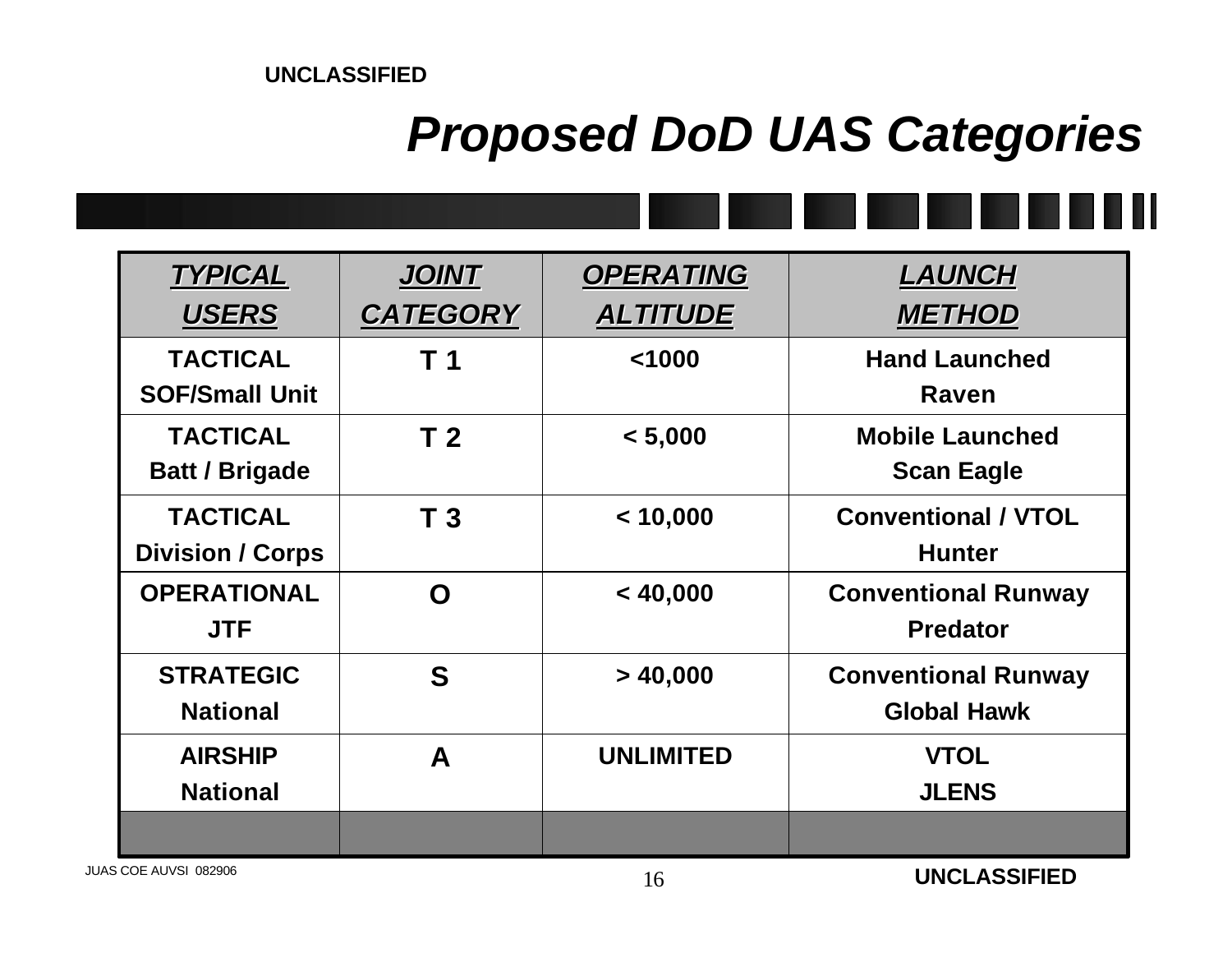UNCLASSIFIED

# Proposed DoD UAS Categories

| TYPICAL USERS | JOINT CATEGORY | OPERATING ALTITUDE | LAUNCH METHOD |
|---|---|---|---|
| TACTICAL SOF/Small Unit | T 1 | <1000 | Hand Launched Raven |
| TACTICAL Batt / Brigade | T 2 | < 5,000 | Mobile Launched Scan Eagle |
| TACTICAL Division / Corps | T 3 | < 10,000 | Conventional / VTOL Hunter |
| OPERATIONAL JTF | O | < 40,000 | Conventional Runway Predator |
| STRATEGIC National | S | > 40,000 | Conventional Runway Global Hawk |
| AIRSHIP National | A | UNLIMITED | VTOL JLENS |
| | | | |

JUAS COE AUVSI 082906

UNCLASSIFIED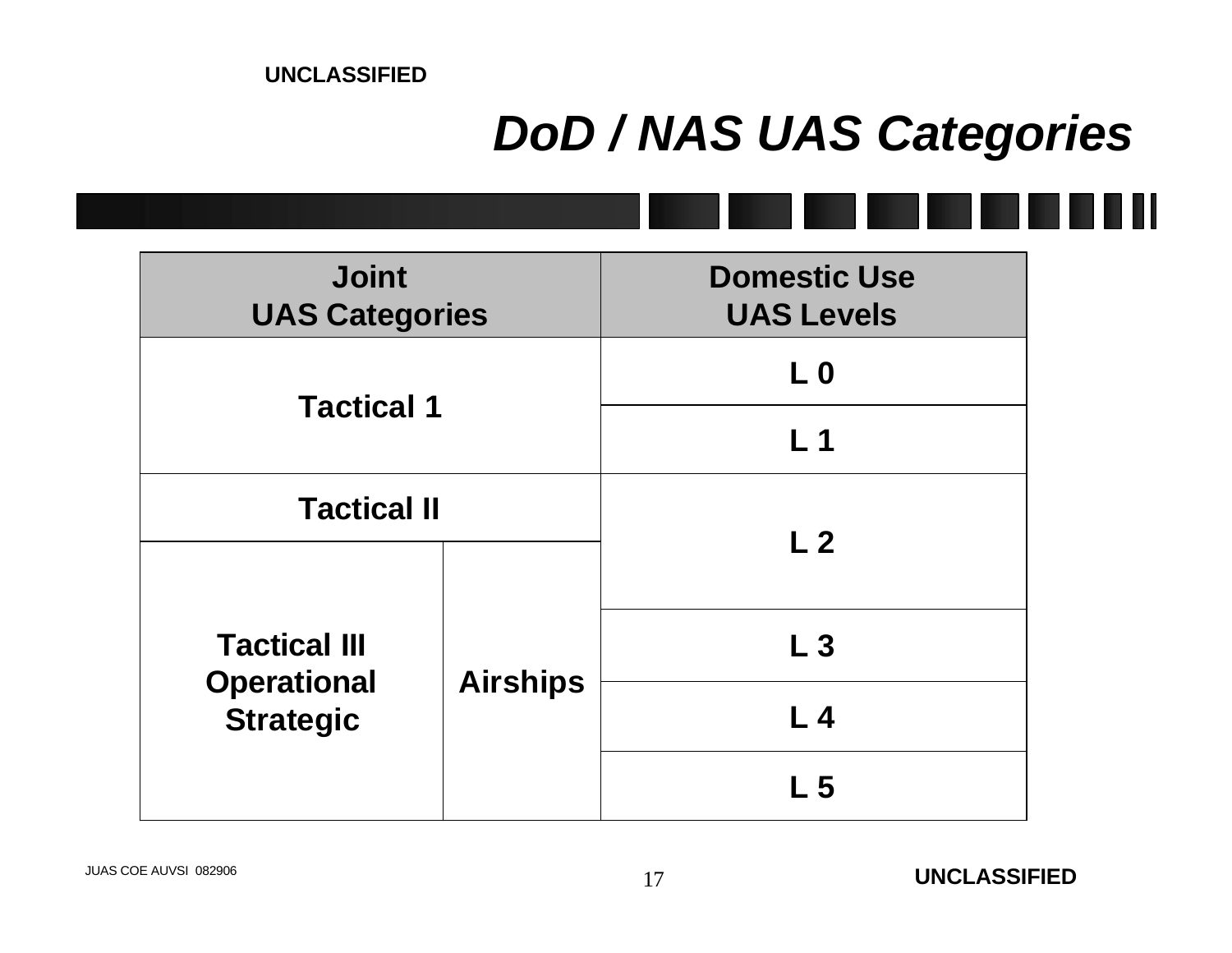# DoD / NAS UAS Categories

| Joint UAS Categories | | Domestic Use UAS Levels |
|---|---|---|
| Tactical 1 | | L 0 |
| | | L 1 |
| Tactical II | | L 2 |
| Tactical III Operational Strategic | Airships | |
| | | L 3 |
| | | L 4 |
| | | L 5 |

JUAS COE AUVSI 082906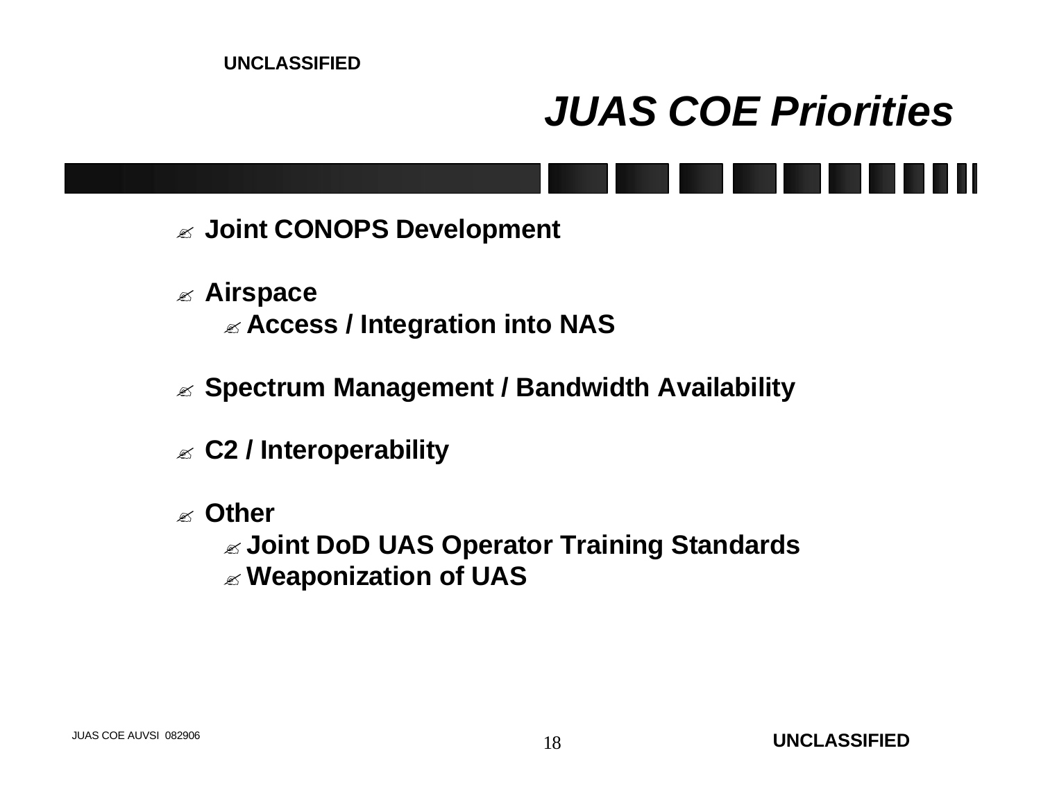# *JUAS COE Priorities*

- **Joint CONOPS Development**
- **Airspace**
  - **Access / Integration into NAS**
- **Spectrum Management / Bandwidth Availability**
- **C2 / Interoperability**
- **Other**
  - **Joint DoD UAS Operator Training Standards**
  - **Weaponization of UAS**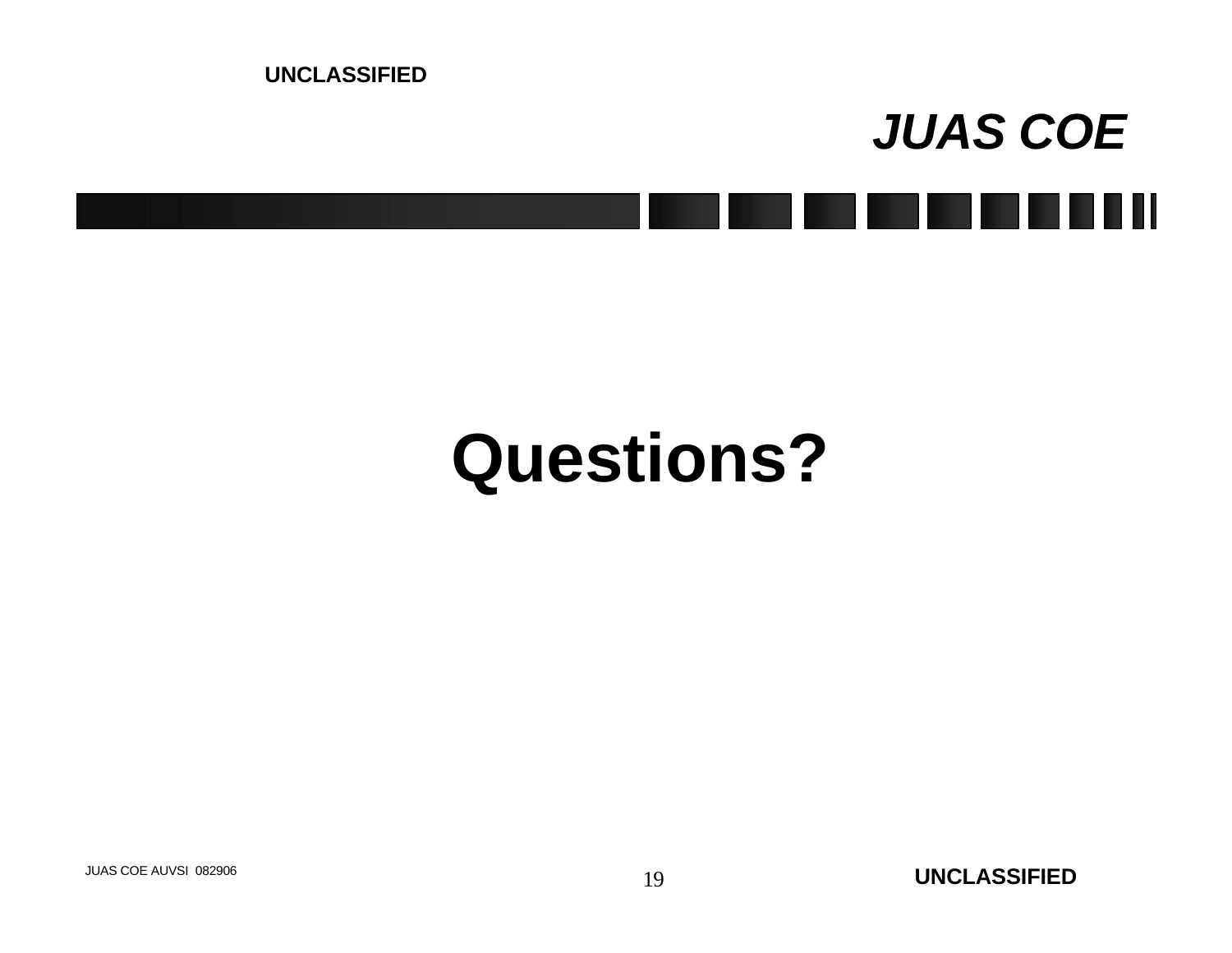# Questions?